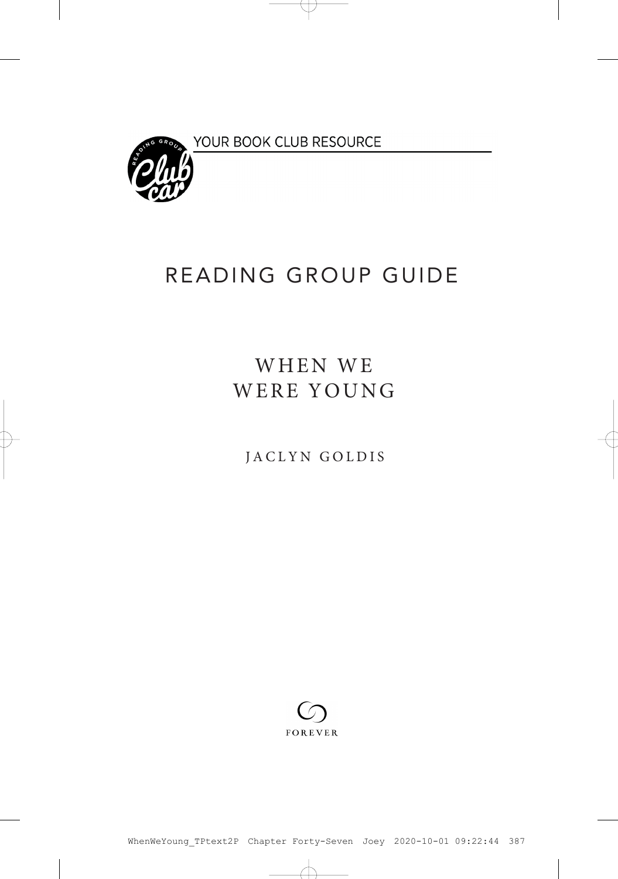YOUR BOOK CLUB RESOURCE

# READING GROUP GUIDE

## WHEN WE WERE YOUNG

JACLYN GOLDIS

FOREVER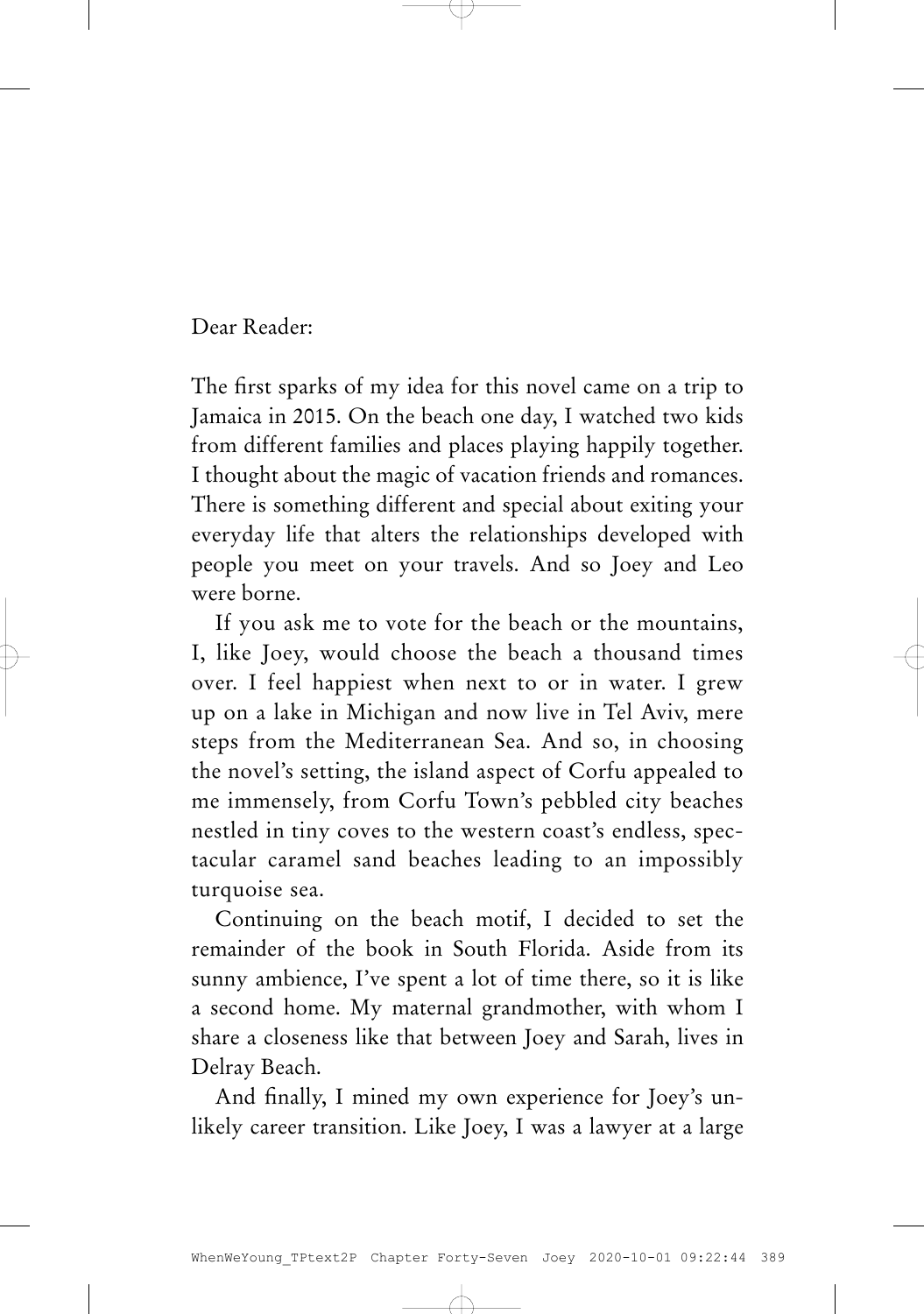Dear Reader:

The first sparks of my idea for this novel came on a trip to Jamaica in 2015. On the beach one day, I watched two kids from different families and places playing happily together. I thought about the magic of vacation friends and romances. There is something different and special about exiting your everyday life that alters the relationships developed with people you meet on your travels. And so Joey and Leo were borne.

If you ask me to vote for the beach or the mountains, I, like Joey, would choose the beach a thousand times over. I feel happiest when next to or in water. I grew up on a lake in Michigan and now live in Tel Aviv, mere steps from the Mediterranean Sea. And so, in choosing the novel's setting, the island aspect of Corfu appealed to me immensely, from Corfu Town's pebbled city beaches nestled in tiny coves to the western coast's endless, spectacular caramel sand beaches leading to an impossibly turquoise sea.

Continuing on the beach motif, I decided to set the remainder of the book in South Florida. Aside from its sunny ambience, I've spent a lot of time there, so it is like a second home. My maternal grandmother, with whom I share a closeness like that between Joey and Sarah, lives in Delray Beach.

And finally, I mined my own experience for Joey's unlikely career transition. Like Joey, I was a lawyer at a large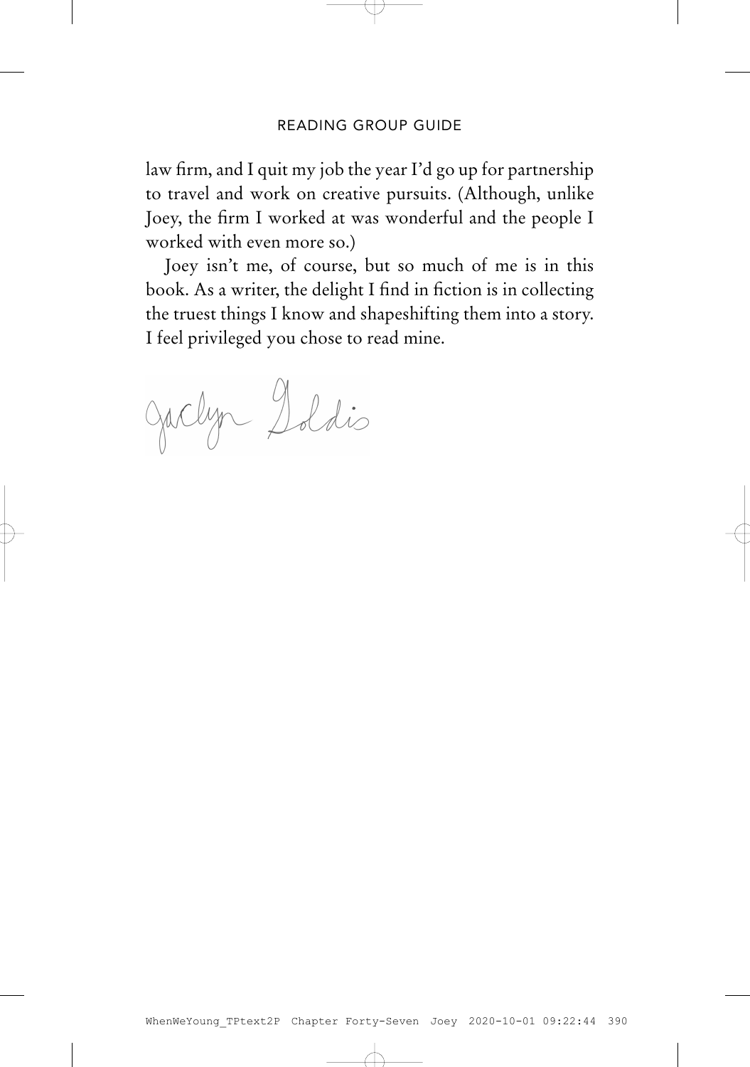law firm, and I quit my job the year I'd go up for partnership to travel and work on creative pursuits. (Although, unlike Joey, the firm I worked at was wonderful and the people I worked with even more so.)

Joey isn't me, of course, but so much of me is in this book. As a writer, the delight I find in fiction is in collecting the truest things I know and shapeshifting them into a story. I feel privileged you chose to read mine.

Jaclyn Goldis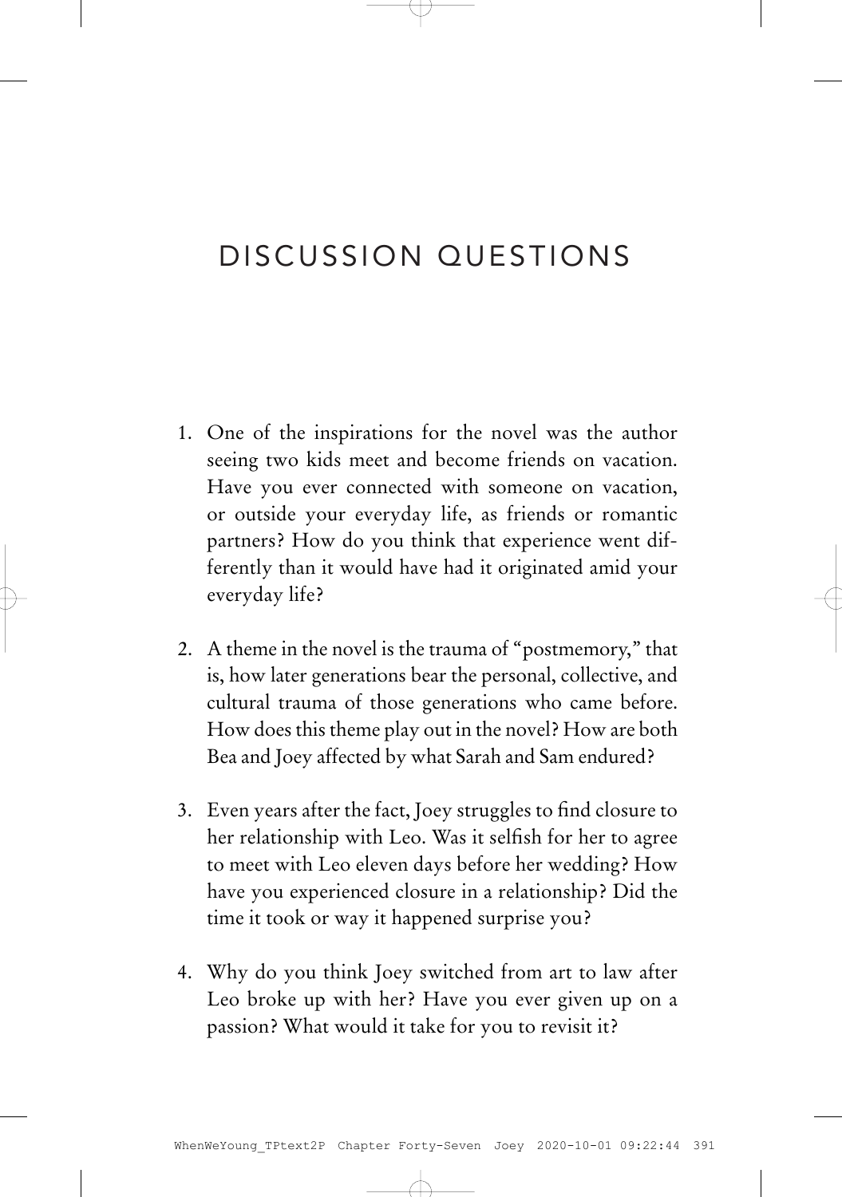# DISCUSSION QUESTIONS

1. One of the inspirations for the novel was the author seeing two kids meet and become friends on vacation. Have you ever connected with someone on vacation, or outside your everyday life, as friends or romantic partners? How do you think that experience went differently than it would have had it originated amid your everyday life?

2. A theme in the novel is the trauma of "postmemory," that is, how later generations bear the personal, collective, and cultural trauma of those generations who came before. How does this theme play out in the novel? How are both Bea and Joey affected by what Sarah and Sam endured?

3. Even years after the fact, Joey struggles to find closure to her relationship with Leo. Was it selfish for her to agree to meet with Leo eleven days before her wedding? How have you experienced closure in a relationship? Did the time it took or way it happened surprise you?

4. Why do you think Joey switched from art to law after Leo broke up with her? Have you ever given up on a passion? What would it take for you to revisit it?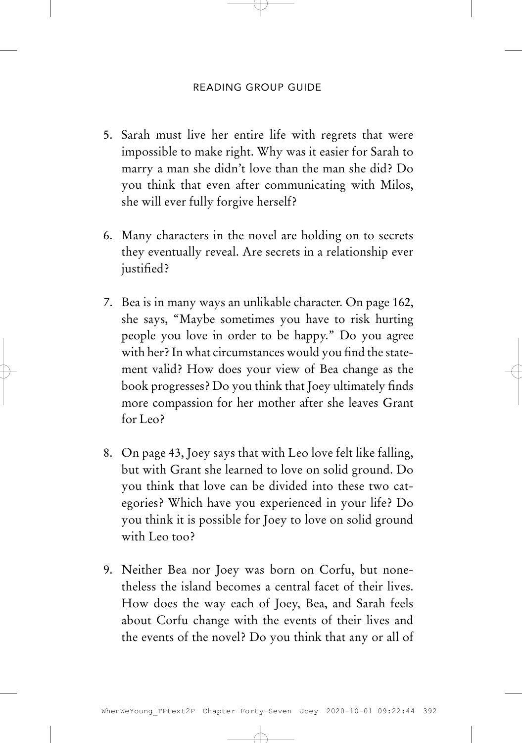5. Sarah must live her entire life with regrets that were impossible to make right. Why was it easier for Sarah to marry a man she didn't love than the man she did? Do you think that even after communicating with Milos, she will ever fully forgive herself?

6. Many characters in the novel are holding on to secrets they eventually reveal. Are secrets in a relationship ever justified?

7. Bea is in many ways an unlikable character. On page 162, she says, "Maybe sometimes you have to risk hurting people you love in order to be happy." Do you agree with her? In what circumstances would you find the statement valid? How does your view of Bea change as the book progresses? Do you think that Joey ultimately finds more compassion for her mother after she leaves Grant for Leo?

8. On page 43, Joey says that with Leo love felt like falling, but with Grant she learned to love on solid ground. Do you think that love can be divided into these two categories? Which have you experienced in your life? Do you think it is possible for Joey to love on solid ground with Leo too?

9. Neither Bea nor Joey was born on Corfu, but nonetheless the island becomes a central facet of their lives. How does the way each of Joey, Bea, and Sarah feels about Corfu change with the events of their lives and the events of the novel? Do you think that any or all of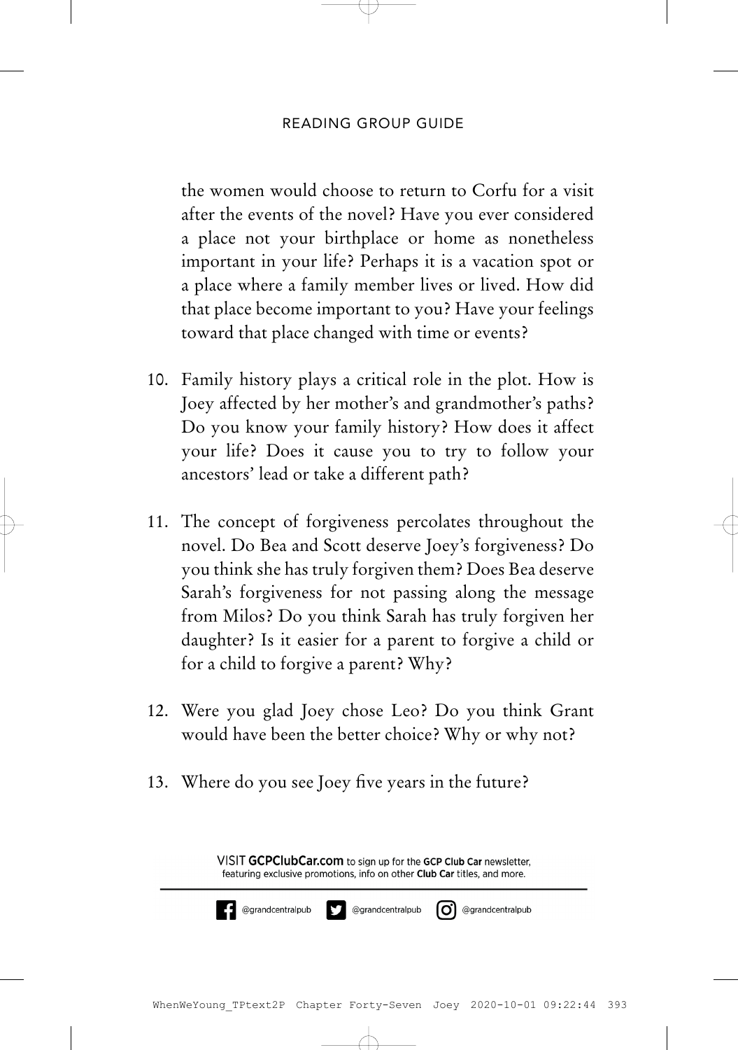the women would choose to return to Corfu for a visit after the events of the novel? Have you ever considered a place not your birthplace or home as nonetheless important in your life? Perhaps it is a vacation spot or a place where a family member lives or lived. How did that place become important to you? Have your feelings toward that place changed with time or events?

10. Family history plays a critical role in the plot. How is Joey affected by her mother's and grandmother's paths? Do you know your family history? How does it affect your life? Does it cause you to try to follow your ancestors' lead or take a different path?

11. The concept of forgiveness percolates throughout the novel. Do Bea and Scott deserve Joey's forgiveness? Do you think she has truly forgiven them? Does Bea deserve Sarah's forgiveness for not passing along the message from Milos? Do you think Sarah has truly forgiven her daughter? Is it easier for a parent to forgive a child or for a child to forgive a parent? Why?

12. Were you glad Joey chose Leo? Do you think Grant would have been the better choice? Why or why not?

13. Where do you see Joey five years in the future?

VISIT **GCPClubCar.com** to sign up for the **GCP Club Car** newsletter, featuring exclusive promotions, info on other **Club Car** titles, and more.

---

@grandcentralpub @grandcentralpub @grandcentralpub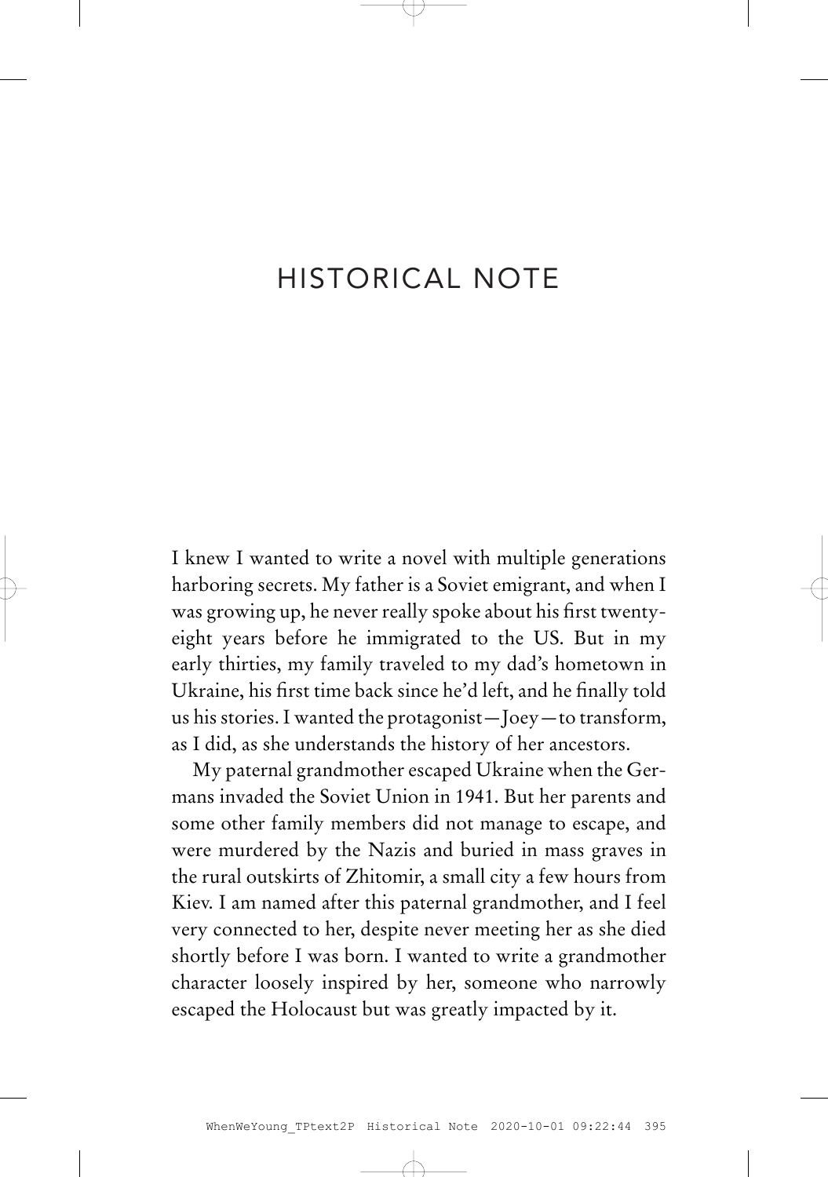# HISTORICAL NOTE

I knew I wanted to write a novel with multiple generations harboring secrets. My father is a Soviet emigrant, and when I was growing up, he never really spoke about his first twenty-eight years before he immigrated to the US. But in my early thirties, my family traveled to my dad's hometown in Ukraine, his first time back since he'd left, and he finally told us his stories. I wanted the protagonist—Joey—to transform, as I did, as she understands the history of her ancestors.

My paternal grandmother escaped Ukraine when the Germans invaded the Soviet Union in 1941. But her parents and some other family members did not manage to escape, and were murdered by the Nazis and buried in mass graves in the rural outskirts of Zhitomir, a small city a few hours from Kiev. I am named after this paternal grandmother, and I feel very connected to her, despite never meeting her as she died shortly before I was born. I wanted to write a grandmother character loosely inspired by her, someone who narrowly escaped the Holocaust but was greatly impacted by it.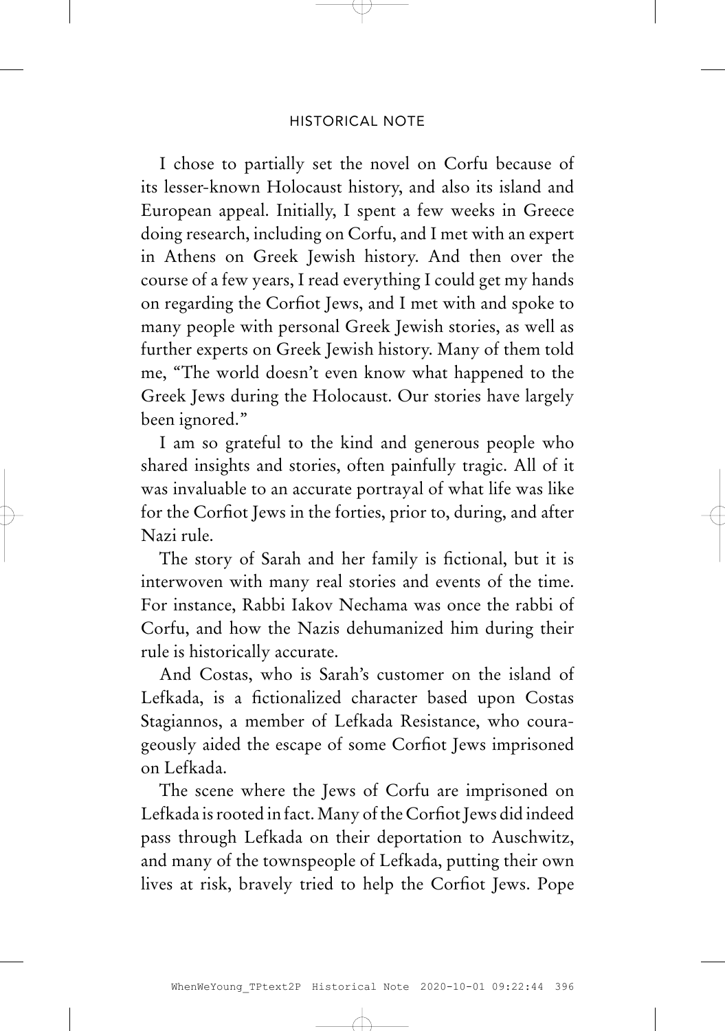I chose to partially set the novel on Corfu because of its lesser-known Holocaust history, and also its island and European appeal. Initially, I spent a few weeks in Greece doing research, including on Corfu, and I met with an expert in Athens on Greek Jewish history. And then over the course of a few years, I read everything I could get my hands on regarding the Corfiot Jews, and I met with and spoke to many people with personal Greek Jewish stories, as well as further experts on Greek Jewish history. Many of them told me, "The world doesn't even know what happened to the Greek Jews during the Holocaust. Our stories have largely been ignored."

I am so grateful to the kind and generous people who shared insights and stories, often painfully tragic. All of it was invaluable to an accurate portrayal of what life was like for the Corfiot Jews in the forties, prior to, during, and after Nazi rule.

The story of Sarah and her family is fictional, but it is interwoven with many real stories and events of the time. For instance, Rabbi Iakov Nechama was once the rabbi of Corfu, and how the Nazis dehumanized him during their rule is historically accurate.

And Costas, who is Sarah's customer on the island of Lefkada, is a fictionalized character based upon Costas Stagiannos, a member of Lefkada Resistance, who courageously aided the escape of some Corfiot Jews imprisoned on Lefkada.

The scene where the Jews of Corfu are imprisoned on Lefkada is rooted in fact. Many of the Corfiot Jews did indeed pass through Lefkada on their deportation to Auschwitz, and many of the townspeople of Lefkada, putting their own lives at risk, bravely tried to help the Corfiot Jews. Pope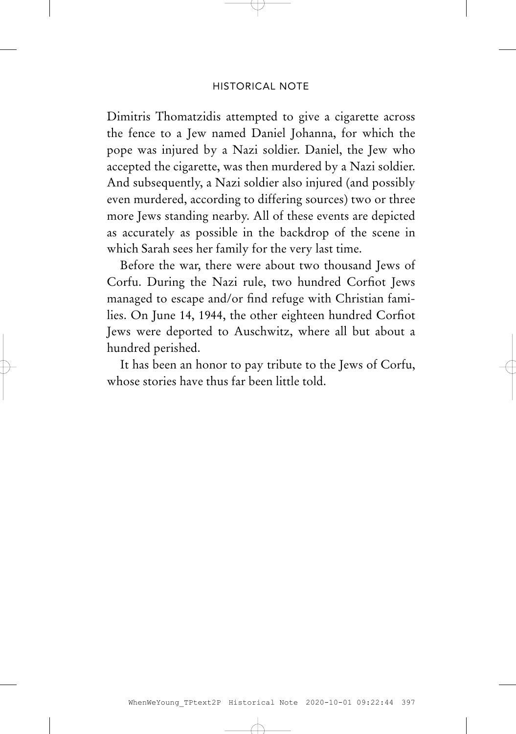Dimitris Thomatzidis attempted to give a cigarette across the fence to a Jew named Daniel Johanna, for which the pope was injured by a Nazi soldier. Daniel, the Jew who accepted the cigarette, was then murdered by a Nazi soldier. And subsequently, a Nazi soldier also injured (and possibly even murdered, according to differing sources) two or three more Jews standing nearby. All of these events are depicted as accurately as possible in the backdrop of the scene in which Sarah sees her family for the very last time.

Before the war, there were about two thousand Jews of Corfu. During the Nazi rule, two hundred Corfiot Jews managed to escape and/or find refuge with Christian families. On June 14, 1944, the other eighteen hundred Corfiot Jews were deported to Auschwitz, where all but about a hundred perished.

It has been an honor to pay tribute to the Jews of Corfu, whose stories have thus far been little told.